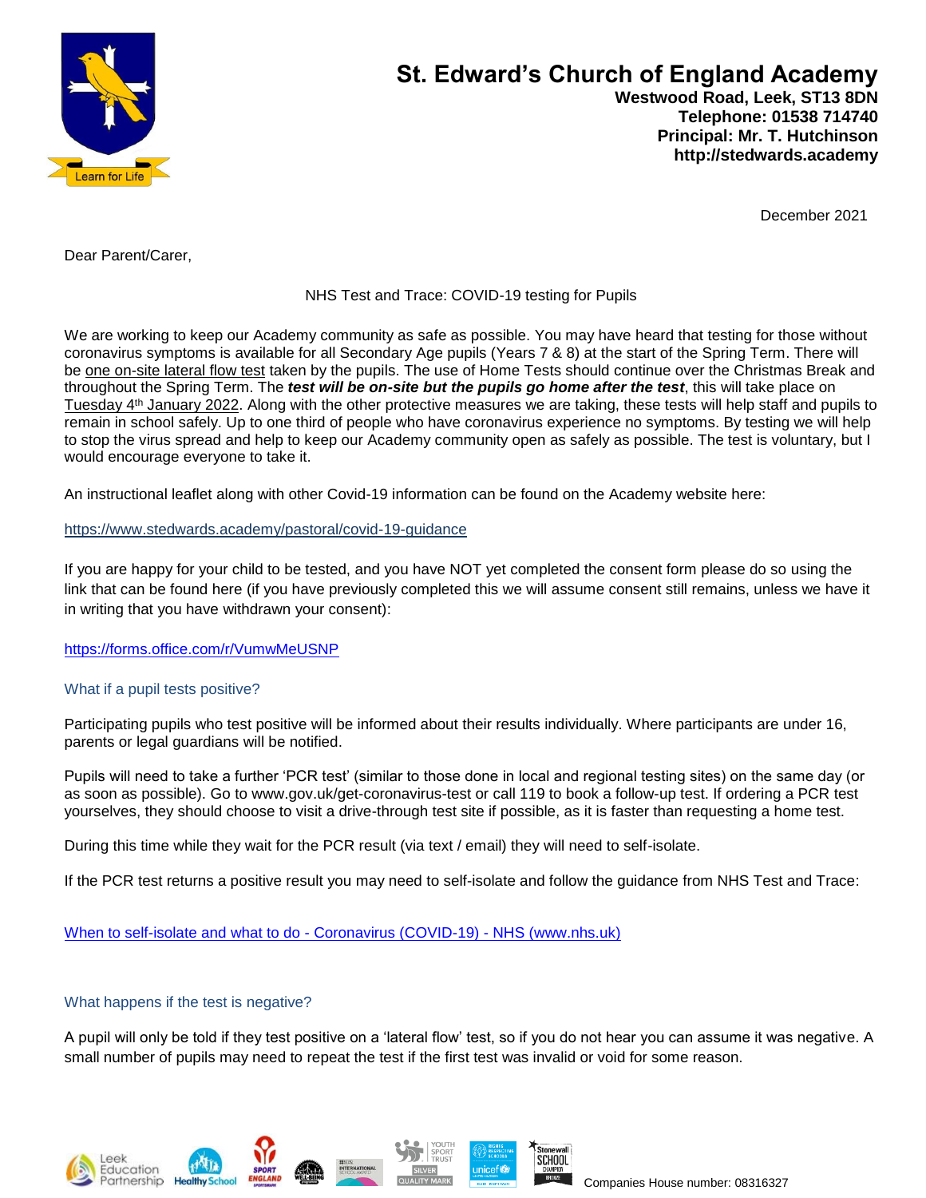# St. Edward's Church of England Academy

**Westwood Road, Leek, ST13 8DN**
**Telephone: 01538 714740**
**Principal: Mr. T. Hutchinson**
**http://stedwards.academy**

December 2021

Dear Parent/Carer,

NHS Test and Trace: COVID-19 testing for Pupils

We are working to keep our Academy community as safe as possible. You may have heard that testing for those without coronavirus symptoms is available for all Secondary Age pupils (Years 7 & 8) at the start of the Spring Term. There will be one on-site lateral flow test taken by the pupils. The use of Home Tests should continue over the Christmas Break and throughout the Spring Term. The ***test will be on-site but the pupils go home after the test***, this will take place on Tuesday 4th January 2022. Along with the other protective measures we are taking, these tests will help staff and pupils to remain in school safely. Up to one third of people who have coronavirus experience no symptoms. By testing we will help to stop the virus spread and help to keep our Academy community open as safely as possible. The test is voluntary, but I would encourage everyone to take it.

An instructional leaflet along with other Covid-19 information can be found on the Academy website here:

https://www.stedwards.academy/pastoral/covid-19-guidance

If you are happy for your child to be tested, and you have NOT yet completed the consent form please do so using the link that can be found here (if you have previously completed this we will assume consent still remains, unless we have it in writing that you have withdrawn your consent):

https://forms.office.com/r/VumwMeUSNP

### What if a pupil tests positive?

Participating pupils who test positive will be informed about their results individually. Where participants are under 16, parents or legal guardians will be notified.

Pupils will need to take a further 'PCR test' (similar to those done in local and regional testing sites) on the same day (or as soon as possible). Go to www.gov.uk/get-coronavirus-test or call 119 to book a follow-up test. If ordering a PCR test yourselves, they should choose to visit a drive-through test site if possible, as it is faster than requesting a home test.

During this time while they wait for the PCR result (via text / email) they will need to self-isolate.

If the PCR test returns a positive result you may need to self-isolate and follow the guidance from NHS Test and Trace:

When to self-isolate and what to do - Coronavirus (COVID-19) - NHS (www.nhs.uk)

### What happens if the test is negative?

A pupil will only be told if they test positive on a 'lateral flow' test, so if you do not hear you can assume it was negative. A small number of pupils may need to repeat the test if the first test was invalid or void for some reason.

Companies House number: 08316327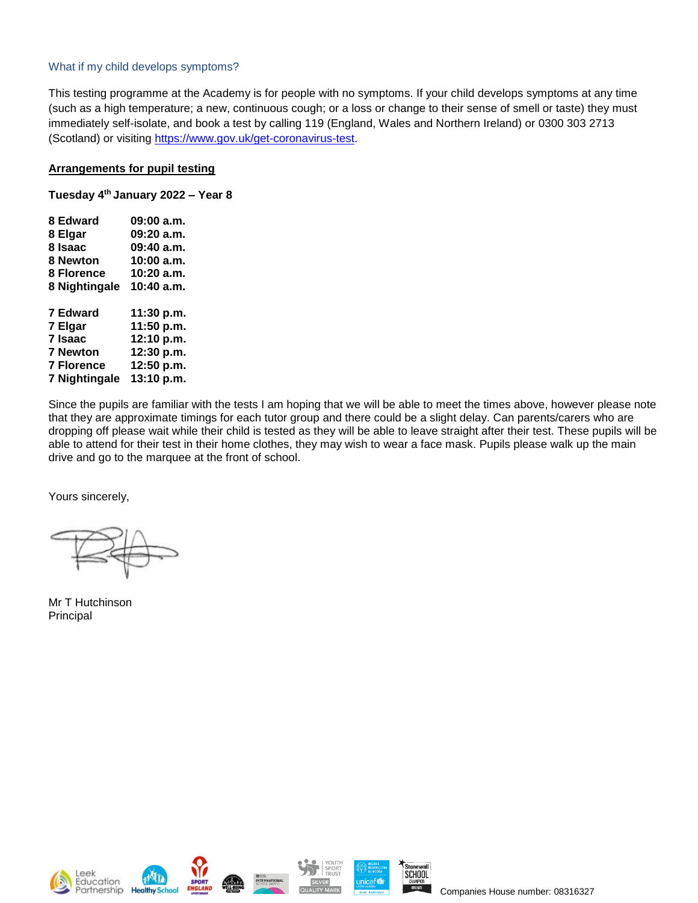### What if my child develops symptoms?

This testing programme at the Academy is for people with no symptoms. If your child develops symptoms at any time (such as a high temperature; a new, continuous cough; or a loss or change to their sense of smell or taste) they must immediately self-isolate, and book a test by calling 119 (England, Wales and Northern Ireland) or 0300 303 2713 (Scotland) or visiting [https://www.gov.uk/get-coronavirus-test](https://www.gov.uk/get-coronavirus-test).

**Arrangements for pupil testing**

**Tuesday 4th January 2022 – Year 8**

| | |
|---|---|
| **8 Edward** | **09:00 a.m.** |
| **8 Elgar** | **09:20 a.m.** |
| **8 Isaac** | **09:40 a.m.** |
| **8 Newton** | **10:00 a.m.** |
| **8 Florence** | **10:20 a.m.** |
| **8 Nightingale** | **10:40 a.m.** |
| | |
| **7 Edward** | **11:30 p.m.** |
| **7 Elgar** | **11:50 p.m.** |
| **7 Isaac** | **12:10 p.m.** |
| **7 Newton** | **12:30 p.m.** |
| **7 Florence** | **12:50 p.m.** |
| **7 Nightingale** | **13:10 p.m.** |

Since the pupils are familiar with the tests I am hoping that we will be able to meet the times above, however please note that they are approximate timings for each tutor group and there could be a slight delay. Can parents/carers who are dropping off please wait while their child is tested as they will be able to leave straight after their test. These pupils will be able to attend for their test in their home clothes, they may wish to wear a face mask. Pupils please walk up the main drive and go to the marquee at the front of school.

Yours sincerely,

Mr T Hutchinson
Principal

Companies House number: 08316327